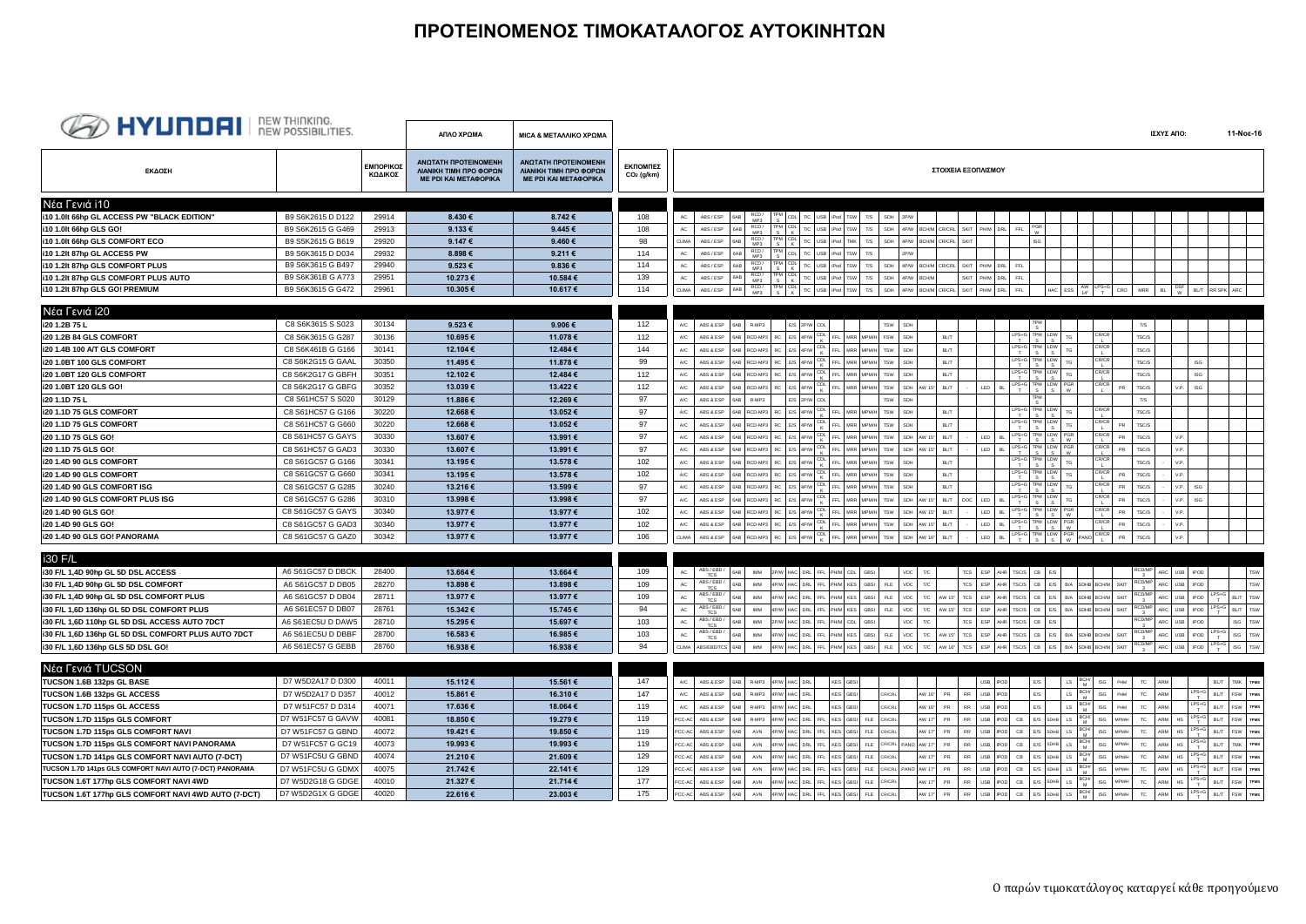# ΠΡΟΤΕΙΝΟΜΕΝΟΣ ΤΙΜΟΚΑΤΑΛΟΓΟΣ ΑΥΤΟΚΙΝΗΤΩΝ

HYUNDAI NEW THINKING. NEW POSSIBILITIES.

ΙΣΧΥΣ ΑΠΟ: 11-Νοε-16

| ΕΚΔΟΣΗ | | ΕΜΠΟΡΙΚΟΣ ΚΩΔΙΚΟΣ | ΑΠΛΟ ΧΡΩΜΑ – ΑΝΩΤΑΤΗ ΠΡΟΤΕΙΝΟΜΕΝΗ ΛΙΑΝΙΚΗ ΤΙΜΗ ΠΡΟ ΦΟΡΩΝ ΜΕ PDI ΚΑΙ ΜΕΤΑΦΟΡΙΚΑ | MICA & ΜΕΤΑΛΛΙΚΟ ΧΡΩΜΑ – ΑΝΩΤΑΤΗ ΠΡΟΤΕΙΝΟΜΕΝΗ ΛΙΑΝΙΚΗ ΤΙΜΗ ΠΡΟ ΦΟΡΩΝ ΜΕ PDI ΚΑΙ ΜΕΤΑΦΟΡΙΚΑ | ΕΚΠΟΜΠΕΣ $CO_2$ (g/km) | ΣΤΟΙΧΕΙΑ ΕΞΟΠΛΙΣΜΟΥ |
|---|---|---|---|---|---|---|
| **Νέα Γενιά i10** | | | | | | |
| i10 1.0lt 66hp GL ACCESS PW "BLACK EDITION" | B9 S6K2615 D D122 | 29914 | 8.430 € | 8.742 € | 108 | AC ABS/ESP 6AB RCD/MP3 TPMS CDL T/C USB IPod TSW T/S SDH 2PW |
| i10 1.0lt 66hp GLS GO! | B9 S6K2615 G G469 | 29913 | 9.133 € | 9.445 € | 108 | AC ABS/ESP 6AB RCD/MP3 TPMS CDL T/C USB IPod TSW T/S SDH 4PW BCH/M CR/CRL SKIT PHIM DRL FFL PGRW |
| i10 1.0lt 66hp GLS COMFORT ECO | B9 S5K2615 B B619 | 29920 | 9.147 € | 9.460 € | 98 | CLIMA ABS/ESP 6AB RCD/MP3 TPMS CDL T/C USB IPod TMK T/S SDH 4PW BCH/M CR/CRL SKIT ISG |
| i10 1.2lt 87hp GL ACCESS PW | B9 S6K3615 D D034 | 29932 | 8.898 € | 9.211 € | 114 | AC ABS/ESP 6AB RCD/MP3 TPMS CDL T/C USB IPod TSW T/S 2PW |
| i10 1.2lt 87hp GLS COMFORT PLUS | B9 S6K3615 G B497 | 29940 | 9.523 € | 9.836 € | 114 | AC ABS/ESP 6AB RCD/MP3 TPMS CDL T/C USB IPod TSW T/S SDH 4PW BCH/M CR/CRL SKIT PHIM DRL FFL |
| i10 1.2lt 87hp GLS COMFORT PLUS AUTO | B9 S6K361B G A773 | 29951 | 10.273 € | 10.584 € | 139 | AC ABS/ESP 6AB RCD/MP3 TPMS CDL T/C USB IPod TSW T/S SDH 4PW BCH/M SKIT PHIM DRL FFL |
| i10 1.2lt 87hp GLS GO! PREMIUM | B9 S6K3615 G G472 | 29961 | 10.305 € | 10.617 € | 114 | CLIMA ABS/ESP 6AB RCD/MP3 TPMS CDL T/C USB IPod TSW T/S SDH 4PW BCH/M CR/CRL SKIT PHIM DRL FFL HAC ESS AW 14" LPS+GT CRO MRR BL ESPW BL/T RR SPK ARC |
| **Νέα Γενιά i20** | | | | | | |
| i20 1.2B 75 L | C8 S6K3615 S S023 | 30134 | 9.523 € | 9.906 € | 112 | A/C ABS & ESP 6AB R-MP3 E/S 2P/W CDL TSW SDH TPMS T/S |
| i20 1.2B 84 GLS COMFORT | C8 S6K3615 G G287 | 30136 | 10.695 € | 11.078 € | 112 | A/C ABS & ESP 6AB RCD-MP3 RC E/S 4P/W CDLK FFL MRR MPM/H FSW SDH BL/T LPS+GT TPMS LDWS TG CR/CRL TSC/S |
| i20 1.4B 100 A/T GLS COMFORT | C8 S6K461B G G166 | 30141 | 12.104 € | 12.484 € | 144 | A/C ABS & ESP 6AB RCD-MP3 RC E/S 4P/W CDLK FFL MRR MPM/H TSW SDH BL/T LPS+GT TPMS LDWS TG CR/CRL TSC/S |
| i20 1.0BT 100 GLS COMFORT | C8 S6K2G15 G GAAL | 30350 | 11.495 € | 11.878 € | 99 | A/C ABS & ESP 6AB RCD-MP3 RC E/S 4P/W CDLK FFL MRR MPM/H TSW SDH BL/T LPS+GT TPMS LDWS TG CR/CRL TSC/S ISG |
| i20 1.0BT 120 GLS COMFORT | C8 S6K2G17 G GBFH | 30351 | 12.102 € | 12.484 € | 112 | A/C ABS & ESP 6AB RCD-MP3 RC E/S 4P/W CDLK FFL MRR MPM/H TSW SDH BL/T LPS+GT TPMS LDWS TG CR/CRL TSC/S ISG |
| i20 1.0BT 120 GLS GO! | C8 S6K2G17 G GBFG | 30352 | 13.039 € | 13.422 € | 112 | A/C ABS & ESP 6AB RCD-MP3 RC E/S 4P/W CDLK FFL MRR MPM/H TSW SDH AW 15" BL/T LED BL LPS+GT TPMS LDWS PGRW CR/CRL PR TSC/S V.P. ISG |
| i20 1.1D 75 L | C8 S61HC57 S S020 | 30129 | 11.886 € | 12.269 € | 97 | A/C ABS & ESP 6AB R-MP3 E/S 2P/W CDL TSW SDH TPMS T/S |
| i20 1.1D 75 GLS COMFORT | C8 S61HC57 G G166 | 30220 | 12.668 € | 13.052 € | 97 | A/C ABS & ESP 6AB RCD-MP3 RC E/S 4P/W CDLK FFL MRR MPM/H TSW SDH BL/T LPS+GT TPMS LDWS TG CR/CRL TSC/S |
| i20 1.1D 75 GLS COMFORT | C8 S61HC57 G G660 | 30220 | 12.668 € | 13.052 € | 97 | A/C ABS & ESP 6AB RCD-MP3 RC E/S 4P/W CDLK FFL MRR MPM/H TSW SDH BL/T LPS+GT TPMS LDWS TG CR/CRL PR TSC/S |
| i20 1.1D 75 GLS GO! | C8 S61HC57 G GAYS | 30330 | 13.607 € | 13.991 € | 97 | A/C ABS & ESP 6AB RCD-MP3 RC E/S 4P/W CDLK FFL MRR MPM/H TSW SDH AW 15" BL/T LED BL LPS+GT TPMS LDWS PGRW CR/CRL PR TSC/S V.P. |
| i20 1.1D 75 GLS GO! | C8 S61HC57 G GAD3 | 30330 | 13.607 € | 13.991 € | 97 | A/C ABS & ESP 6AB RCD-MP3 RC E/S 4P/W CDLK FFL MRR MPM/H TSW SDH AW 15" BL/T LED BL LPS+GT TPMS LDWS PGRW CR/CRL PR TSC/S V.P. |
| i20 1.4D 90 GLS COMFORT | C8 S61GC57 G G166 | 30341 | 13.195 € | 13.578 € | 102 | A/C ABS & ESP 6AB RCD-MP3 RC E/S 4P/W CDLK FFL MRR MPM/H TSW SDH BL/T LPS+GT TPMS LDWS TG CR/CRL TSC/S - V.P. |
| i20 1.4D 90 GLS COMFORT | C8 S61GC57 G G660 | 30341 | 13.195 € | 13.578 € | 102 | A/C ABS & ESP 6AB RCD-MP3 RC E/S 4P/W CDLK FFL MRR MPM/H TSW SDH BL/T LPS+GT TPMS LDWS TG CR/CRL PR TSC/S - V.P. |
| i20 1.4D 90 GLS COMFORT ISG | C8 S61GC57 G G285 | 30240 | 13.216 € | 13.599 € | 97 | A/C ABS & ESP 6AB RCD-MP3 RC E/S 4P/W CDLK FFL MRR MPM/H TSW SDH BL/T LPS+GT TPMS LDWS TG CR/CRL PR TSC/S - V.P. ISG |
| i20 1.4D 90 GLS COMFORT PLUS ISG | C8 S61GC57 G G286 | 30310 | 13.998 € | 13.998 € | 97 | A/C ABS & ESP 6AB RCD-MP3 RC E/S 4P/W CDLK FFL MRR MPM/H TSW SDH AW 15" BL/T DOC LED BL LPS+GT TPMS LDWS TG CR/CRL PR TSC/S - V.P. ISG |
| i20 1.4D 90 GLS GO! | C8 S61GC57 G GAYS | 30340 | 13.977 € | 13.977 € | 102 | A/C ABS & ESP 6AB RCD-MP3 RC E/S 4P/W CDLK FFL MRR MPM/H TSW SDH AW 15" BL/T - LED BL LPS+GT TPMS LDWS PGRW CR/CRL PR TSC/S - V.P. |
| i20 1.4D 90 GLS GO! | C8 S61GC57 G GAD3 | 30340 | 13.977 € | 13.977 € | 102 | A/C ABS & ESP 6AB RCD-MP3 RC E/S 4P/W CDLK FFL MRR MPM/H TSW SDH AW 15" BL/T - LED BL LPS+GT TPMS LDWS PGRW CR/CRL PR TSC/S - V.P. |
| i20 1.4D 90 GLS GO! PANORAMA | C8 S61GC57 G GAZ0 | 30342 | 13.977 € | 13.977 € | 106 | CLIMA ABS & ESP 6AB RCD-MP3 RC E/S 4P/W CDLK FFL MRR MPM/H TSW SDH AW 16" BL/T - LED BL LPS+GT TPMS LDWS PGRW PANO CR/CRL PR TSC/S V.P. |
| **i30 F/L** | | | | | | |
| i30 F/L 1,4D 90hp GL 5D DSL ACCESS | A6 S61GC57 D DBCK | 28400 | 13.664 € | 13.664 € | 109 | AC ABS/EBD/TCS 6AB IMM 2P/W HAC DRL FFL PH/M CDL GBSI VDC T/C TCS ESP AHR TSC/S CB E/S RCD/MP3 ARC USB IPOD TSW |
| i30 F/L 1,4D 90hp GL 5D DSL COMFORT | A6 S61GC57 D DB05 | 28270 | 13.898 € | 13.898 € | 109 | AC ABS/EBD/TCS 6AB IMM 4P/W HAC DRL FFL PH/M KES GBSI FLE VDC T/C TCS ESP AHR TSC/S CB E/S B/A SDHB BCH/M SKIT RCD/MP3 ARC USB IPOD TSW |
| i30 F/L 1,4D 90hp GL 5D DSL COMFORT PLUS | A6 S61GC57 D DB04 | 28711 | 13.977 € | 13.977 € | 109 | AC ABS/EBD/TCS 6AB IMM 4P/W HAC DRL FFL PH/M KES GBSI FLE VDC T/C AW 15" TCS ESP AHR TSC/S CB E/S B/A SDHB BCH/M SKIT RCD/MP3 ARC USB IPOD LPS+GT BL/T TSW |
| i30 F/L 1,6D 136hp GL 5D DSL COMFORT PLUS | A6 S61EC57 D DB07 | 28761 | 15.342 € | 15.745 € | 94 | AC ABS/EBD/TCS 6AB IMM 4P/W HAC DRL FFL PH/M KES GBSI FLE VDC T/C AW 15" TCS ESP AHR TSC/S CB E/S B/A SDHB BCH/M SKIT RCD/MP3 ARC USB IPOD LPS+GT BL/T TSW |
| i30 F/L 1,6D 110hp GL 5D DSL ACCESS AUTO 7DCT | A6 S61EC5U D DAW5 | 28710 | 15.295 € | 15.697 € | 103 | AC ABS/EBD/TCS 6AB IMM 2P/W HAC DRL FFL PH/M CDL GBSI VDC T/C TCS ESP AHR TSC/S CB E/S RCD/MP3 ARC USB IPOD ISG TSW |
| i30 F/L 1,6D 136hp GL 5D DSL COMFORT PLUS AUTO 7DCT | A6 S61EC5U D DBBF | 28700 | 16.583 € | 16.985 € | 103 | AC ABS/EBD/TCS 6AB IMM 4P/W HAC DRL FFL PH/M KES GBSI FLE VDC T/C AW 15" TCS ESP AHR TSC/S CB E/S B/A SDHB BCH/M SKIT RCD/MP3 ARC USB IPOD LPS+GT ISG TSW |
| i30 F/L 1,6D 136hp GLS 5D DSL GO! | A6 S61EC57 G GEBB | 28760 | 16.938 € | 16.938 € | 94 | CLIMA ABS/EBD/TCS 6AB IMM 4P/W HAC DRL FFL PH/M KES GBSI FLE VDC T/C AW 16" TCS ESP AHR TSC/S CB E/S B/A SDHB BCH/M SKIT RCD/MP3 ARC USB IPOD LPS+GT ISG TSW |
| **Νέα Γενιά TUCSON** | | | | | | |
| TUCSON 1.6B 132ps GL BASE | D7 W5D2A17 D D300 | 40011 | 15.112 € | 15.561 € | 147 | A/C ABS & ESP 6AB R-MP3 4P/W HAC DRL KES GBSI USB IPOD E/S LS BCH/M ISG PHM TC ARM BL/T TMK TPMS |
| TUCSON 1.6B 132ps GL ACCESS | D7 W5D2A17 D D357 | 40012 | 15.861 € | 16.310 € | 147 | A/C ABS & ESP 6AB R-MP3 4P/W HAC DRL KES GBSI CR/CRL AW 16" PR RR USB IPOD E/S LS BCH/M ISG PHM TC ARM LPS+GT BL/T FSW TPMS |
| TUCSON 1.7D 115ps GL ACCESS | D7 W51FC57 D D314 | 40071 | 17.636 € | 18.064 € | 119 | A/C ABS & ESP 6AB R-MP3 4P/W HAC DRL KES GBSI CR/CRL AW 16" PR RR USB IPOD E/S LS BCH/M ISG PHM TC ARM LPS+GT BL/T FSW TPMS |
| TUCSON 1.7D 115ps GLS COMFORT | D7 W51FC57 G GAVW | 40081 | 18.850 € | 19.279 € | 119 | PCC-AC ABS & ESP 6AB R-MP3 4P/W HAC DRL FFL KES GBSI FLE CR/CRL AW 17" PR RR USB IPOD CB E/S SDHB LS BCH/M ISG MPMH TC ARM HS LPS+GT BL/T FSW TPMS |
| TUCSON 1.7D 115ps GLS COMFORT NAVI | D7 W51FC57 G GBND | 40072 | 19.421 € | 19.850 € | 119 | PCC-AC ABS & ESP 6AB AVN 4P/W HAC DRL FFL KES GBSI FLE CR/CRL AW 17" PR RR USB IPOD CB E/S SDHB LS BCH/M ISG MPMH TC ARM HS LPS+GT BL/T FSW TPMS |
| TUCSON 1.7D 115ps GLS COMFORT NAVI PANORAMA | D7 W51FC57 G GC19 | 40073 | 19.993 € | 19.993 € | 119 | PCC-AC ABS & ESP 6AB AVN 4P/W HAC DRL FFL KES GBSI FLE CR/CRL PANO AW 17" PR RR USB IPOD CB E/S SDHB LS BCH/M ISG MPMH TC ARM HS LPS+GT BL/T TMK TPMS |
| TUCSON 1.7D 141ps GLS COMFORT NAVI AUTO (7-DCT) | D7 W51FC5U G GBND | 40074 | 21.210 € | 21.609 € | 129 | PCC-AC ABS & ESP 6AB AVN 4P/W HAC DRL FFL KES GBSI FLE CR/CRL AW 17" PR RR USB IPOD CB E/S SDHB LS BCH/M ISG MPMH TC ARM HS LPS+GT BL/T FSW TPMS |
| TUCSON 1.7D 141ps GLS COMFORT NAVI AUTO (7-DCT) PANORAMA | D7 W51FC5U G GDMX | 40075 | 21.742 € | 22.141 € | 129 | PCC-AC ABS & ESP 6AB AVN 4P/W HAC DRL FFL KES GBSI FLE CR/CRL PANO AW 17" PR RR USB IPOD CB E/S SDHB LS BCH/M ISG MPMH TC ARM HS LPS+GT BL/T FSW TPMS |
| TUCSON 1.6T 177hp GLS COMFORT NAVI 4WD | D7 W5D2G18 G GDGE | 40010 | 21.327 € | 21.714 € | 177 | PCC-AC ABS & ESP 6AB AVN 4P/W HAC DRL FFL KES GBSI FLE CR/CRL AW 17" PR RR USB IPOD CB E/S SDHB LS BCH/M ISG MPMH TC ARM HS LPS+GT BL/T FSW TPMS |
| TUCSON 1.6T 177hp GLS COMFORT NAVI 4WD AUTO (7-DCT) | D7 W5D2G1X G GDGE | 40020 | 22.616 € | 23.003 € | 175 | PCC-AC ABS & ESP 6AB AVN 4P/W HAC DRL FFL KES GBSI FLE CR/CRL AW 17" PR RR USB IPOD CB E/S SDHB LS BCH/M ISG MPMH TC ARM HS LPS+GT BL/T FSW TPMS |

Ο παρών τιμοκατάλογος καταργεί κάθε προηγούμενο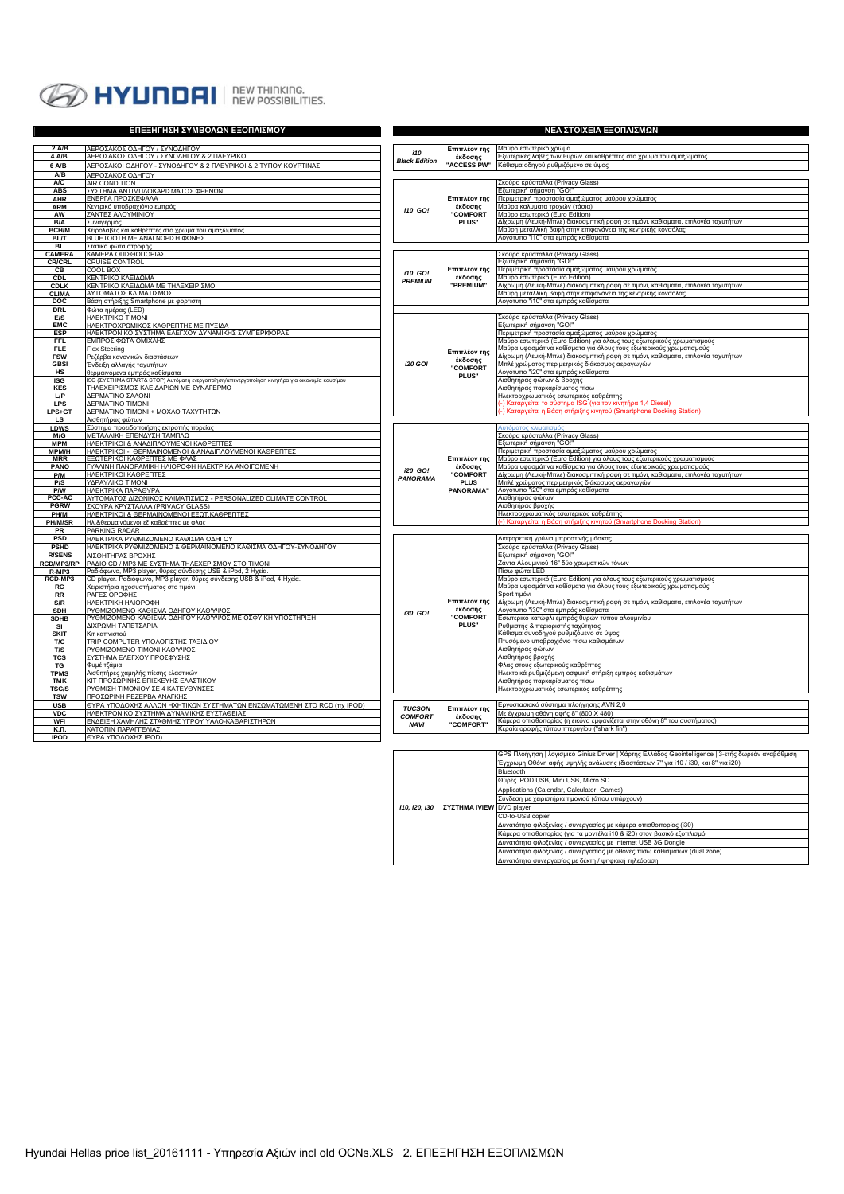HYUNDAI | NEW THINKING. NEW POSSIBILITIES.

## ΕΠΕΞΗΓΗΣΗ ΣΥΜΒΟΛΩΝ ΕΞΟΠΛΙΣΜΟΥ

| | |
|---|---|
| 2 A/B | ΑΕΡΟΣΑΚΟΣ ΟΔΗΓΟΥ / ΣΥΝΟΔΗΓΟΥ |
| 4 A/B | ΑΕΡΟΣΑΚΟΣ ΟΔΗΓΟΥ / ΣΥΝΟΔΗΓΟΥ & 2 ΠΛΕΥΡΙΚΟΙ |
| 6 A/B | ΑΕΡΟΣΑΚΟΙ ΟΔΗΓΟΥ - ΣΥΝΟΔΗΓΟΥ & 2 ΠΛΕΥΡΙΚΟΙ & 2 ΤΥΠΟΥ ΚΟΥΡΤΙΝΑΣ |
| A/B | ΑΕΡΟΣΑΚΟΣ ΟΔΗΓΟΥ |
| A/C | AIR CONDITION |
| ABS | ΣΥΣΤΗΜΑ ΑΝΤΙΜΠΛΟΚΑΡΙΣΜΑΤΟΣ ΦΡΕΝΩΝ |
| AHR | ΕΝΕΡΓΑ ΠΡΟΣΚΕΦΑΛΑ |
| ARM | Κεντρικό υποβραχιόνιο εμπρός |
| AW | ΖΑΝΤΕΣ ΑΛΟΥΜΙΝΙΟΥ |
| B/A | Συναγερμός |
| BCH/M | Χειρολαβές και καθρέπτες στο χρώμα του αμαξώματος |
| BL/T | BLUETOOTH ΜΕ ΑΝΑΓΝΩΡΙΣΗ ΦΩΝΗΣ |
| BL | Στατικά φώτα στροφής |
| CAMERA | ΚΑΜΕΡΑ ΟΠΙΣΘΟΠΟΡΙΑΣ |
| CR/CRL | CRUISE CONTROL |
| CB | COOL BOX |
| CDL | ΚΕΝΤΡΙΚΟ ΚΛΕΙΔΩΜΑ |
| CDLK | ΚΕΝΤΡΙΚΟ ΚΛΕΙΔΩΜΑ ΜΕ ΤΗΛΕΧΕΙΡΙΣΜΟ |
| CLIMA | ΑΥΤΟΜΑΤΟΣ ΚΛΙΜΑΤΙΣΜΟΣ |
| DOC | Βάση στήριξης Smartphone με φορτιστή |
| DRL | Φώτα ημέρας (LED) |
| E/S | ΗΛΕΚΤΡΙΚΟ ΤΙΜΟΝΙ |
| EMC | ΗΛΕΚΤΡΟΧΡΩΜΙΚΟΣ ΚΑΘΡΕΠΤΗΣ ΜΕ ΠΥΞΙΔΑ |
| ESP | ΗΛΕΚΤΡΟΝΙΚΟ ΣΥΣΤΗΜΑ ΕΛΕΓΧΟΥ ΔΥΝΑΜΙΚΗΣ ΣΥΜΠΕΡΙΦΟΡΑΣ |
| FFL | ΕΜΠΡΟΣ ΦΩΤΑ ΟΜΙΧΛΗΣ |
| FLE | Flex Steering |
| FSW | Ρεζέρβα κανονικών διαστάσεων |
| GBSI | Ένδειξη αλλαγής ταχυτήτων |
| HS | Θερμαινόμενα εμπρός καθίσματα |
| ISG | ISG (ΣΥΣΤΗΜΑ START& STOP) Αυτόματη ενεργοποίηση/απενεργοποίηση κινητήρα για οικονομία καυσίμου |
| KES | ΤΗΛΕΧΕΙΡΙΣΜΟΣ ΚΛΕΙΔΑΡΙΩΝ ΜΕ ΣΥΝΑΓΕΡΜΟ |
| L/P | ΔΕΡΜΑΤΙΝΟ ΣΑΛΟΝΙ |
| LPS | ΔΕΡΜΑΤΙΝΟ ΤΙΜΟΝΙ |
| LPS+GT | ΔΕΡΜΑΤΙΝΟ ΤΙΜΟΝΙ + ΜΟΧΛΟ ΤΑΧΥΤΗΤΩΝ |
| LS | Αισθητήρας φώτων |
| LDWS | Σύστημα προειδοποίησης εκτροπής πορείας |
| M/G | ΜΕΤΑΛΛΙΚΗ ΕΠΕΝΔΥΣΗ ΤΑΜΠΛΩ |
| MPM | ΗΛΕΚΤΡΙΚΟΙ & ΑΝΑΔΙΠΛΟΥΜΕΝΟΙ ΚΑΘΡΕΠΤΕΣ |
| MPM/H | ΗΛΕΚΤΡΙΚΟΙ - ΘΕΡΜΑΙΝΟΜΕΝΟΙ & ΑΝΑΔΙΠΛΟΥΜΕΝΟΙ ΚΑΘΡΕΠΤΕΣ |
| MRR | ΕΞΩΤΕΡΙΚΟΙ ΚΑΘΡΕΠΤΕΣ ΜΕ ΦΛΑΣ |
| PANO | ΓΥΑΛΙΝΗ ΠΑΝΟΡΑΜΙΚΗ ΗΛΙΟΡΟΦΗ ΗΛΕΚΤΡΙΚΑ ΑΝΟΙΓΟΜΕΝΗ |
| P/M | ΗΛΕΚΤΡΙΚΟΙ ΚΑΘΡΕΠΤΕΣ |
| P/S | ΥΔΡΑΥΛΙΚΟ ΤΙΜΟΝΙ |
| P/W | ΗΛΕΚΤΡΙΚΑ ΠΑΡΑΘΥΡΑ |
| PCC-AC | ΑΥΤΟΜΑΤΟΣ ΔΙΖΩΝΙΚΟΣ ΚΛΙΜΑΤΙΣΜΟΣ - PERSONALIZED CLIMATE CONTROL |
| PGRW | ΣΚΟΥΡΑ ΚΡΥΣΤΑΛΛΑ (PRIVACY GLASS) |
| PH/M | ΗΛΕΚΤΡΙΚΟΙ & ΘΕΡΜΑΙΝΟΜΕΝΟΙ ΕΞΩΤ.ΚΑΘΡΕΠΤΕΣ |
| PH/M/SR | Ηλ.&θερμαινόμενοι εξ.καθρέπτες με φλας |
| PR | PARKING RADAR |
| PSD | ΗΛΕΚΤΡΙΚΑ ΡΥΘΜΙΖΟΜΕΝΟ ΚΑΘΙΣΜΑ ΟΔΗΓΟΥ |
| PSHD | ΗΛΕΚΤΡΙΚΑ ΡΥΘΜΙΖΟΜΕΝΟ & ΘΕΡΜΑΙΝΟΜΕΝΟ ΚΑΘΙΣΜΑ ΟΔΗΓΟΥ-ΣΥΝΟΔΗΓΟΥ |
| R/SENS | ΑΙΣΘΗΤΗΡΑΣ ΒΡΟΧΗΣ |
| RCD/MP3/RP | ΡΑΔΙΟ CD / MP3 ΜΕ ΣΥΣΤΗΜΑ ΤΗΛΕΧΕΙΡΙΣΜΟΥ ΣΤΟ ΤΙΜΟΝΙ |
| R-MP3 | Ραδιόφωνο, MP3 player, θύρες σύνδεσης USB & iPod, 2 Ηχεία. |
| RCD-MP3 | CD player. Ραδιόφωνο, MP3 player, θύρες σύνδεσης USB & iPod, 4 Ηχεία. |
| RC | Χειριστήρια ηχοσυστήματος στο τιμόνι |
| RR | ΡΑΓΕΣ ΟΡΟΦΗΣ |
| S/R | ΗΛΕΚΤΡΙΚΗ ΗΛΙΟΡΟΦΗ |
| SDH | ΡΥΘΜΙΖΟΜΕΝΟ ΚΑΘΙΣΜΑ ΟΔΗΓΟΥ ΚΑΘ'ΥΨΟΣ |
| SDHB | ΡΥΘΜΙΖΟΜΕΝΟ ΚΑΘΙΣΜΑ ΟΔΗΓΟΥ ΚΑΘ'ΥΨΟΣ ΜΕ ΟΣΦΥΙΚΗ ΥΠΟΣΤΗΡΙΞΗ |
| SI | ΔΙΧΡΩΜΗ ΤΑΠΕΤΣΑΡΙΑ |
| SKIT | Κιτ καπνιστού |
| T/C | TRIP COMPUTER ΥΠΟΛΟΓΙΣΤΗΣ ΤΑΞΙΔΙΟΥ |
| T/S | ΡΥΘΜΙΖΟΜΕΝΟ ΤΙΜΟΝΙ ΚΑΘ'ΥΨΟΣ |
| TCS | ΣΥΣΤΗΜΑ ΕΛΕΓΧΟΥ ΠΡΟΣΦΥΣΗΣ |
| TG | Φιμέ τζάμια |
| TPMS | Αισθητήρες χαμηλής πίεσης ελαστικών |
| TMK | ΚΙΤ ΠΡΟΣΩΡΙΝΗΣ ΕΠΙΣΚΕΥΗΣ ΕΛΑΣΤΙΚΟΥ |
| TSC/S | ΡΥΘΜΙΣΗ ΤΙΜΟΝΙΟΥ ΣΕ 4 ΚΑΤΕΥΘΥΝΣΕΙΣ |
| TSW | ΠΡΟΣΩΡΙΝΗ ΡΕΖΕΡΒΑ ΑΝΑΓΚΗΣ |
| USB | ΘΥΡΑ ΥΠΟΔΟΧΗΣ ΑΛΛΩΝ ΗΧΗΤΙΚΩΝ ΣΥΣΤΗΜΑΤΩΝ ΕΝΣΩΜΑΤΩΜΕΝΗ ΣΤΟ RCD (πχ IPOD) |
| VDC | ΗΛΕΚΤΡΟΝΙΚΟ ΣΥΣΤΗΜΑ ΔΥΝΑΜΙΚΗΣ ΕΥΣΤΑΘΕΙΑΣ |
| WFI | ΕΝΔΕΙΞΗ ΧΑΜΗΛΗΣ ΣΤΑΘΜΗΣ ΥΓΡΟΥ ΥΑΛΟ-ΚΑΘΑΡΙΣΤΗΡΩΝ |
| Κ.Π. | ΚΑΤΟΠΙΝ ΠΑΡΑΓΓΕΛΙΑΣ |
| IPOD | ΘΥΡΑ ΥΠΟΔΟΧΗΣ IPOD) |

## ΝΕΑ ΣΤΟΙΧΕΙΑ ΕΞΟΠΛΙΣΜΩΝ

| Μοντέλο | Έκδοση | Εξοπλισμός |
|---|---|---|
| i10 Black Edition | Επιπλέον της έκδοσης "ACCESS PW" | Μαύρο εσωτερικό χρώμα |
| | | Εξωτερικές λαβές των θυρών και καθρέπτες στο χρώμα του αμαξώματος |
| | | Κάθισμα οδηγού ρυθμιζόμενο σε ύψος |
| i10 GO! | Επιπλέον της έκδοσης "COMFORT PLUS" | Σκούρα κρύσταλλα (Privacy Glass) |
| | | Εξωτερική σήμανση "GO!" |
| | | Περιμετρική προστασία αμαξώματος μαύρου χρώματος |
| | | Μαύρα καλύματα τροχών (τάσια) |
| | | Μαύρο εσωτερικό (Euro Edition) |
| | | Δίχρωμη (Λευκή-Μπλε) διακοσμητική ραφή σε τιμόνι, καθίσματα, επιλογέα ταχυτήτων |
| | | Μαύρη μεταλλική βαφή στην επιφανάνεια της κεντρικής κονσόλας |
| | | Λογότυπο "i10" στα εμπρός καθίσματα |
| i10 GO! PREMIUM | Επιπλέον της έκδοσης "PREMIUM" | Σκούρα κρύσταλλα (Privacy Glass) |
| | | Εξωτερική σήμανση "GO!" |
| | | Περιμετρική προστασία αμαξώματος μαύρου χρώματος |
| | | Μαύρο εσωτερικό (Euro Edition) |
| | | Δίχρωμη (Λευκή-Μπλε) διακοσμητική ραφή σε τιμόνι, καθίσματα, επιλογέα ταχυτήτων |
| | | Μαύρη μεταλλική βαφή στην επιφανάνεια της κεντρικής κονσόλας |
| | | Λογότυπο "i10" στα εμπρός καθίσματα |
| i20 GO! | Επιπλέον της έκδοσης "COMFORT PLUS" | Σκούρα κρύσταλλα (Privacy Glass) |
| | | Εξωτερική σήμανση "GO!" |
| | | Περιμετρική προστασία αμαξώματος μαύρου χρώματος |
| | | Μαύρο εσωτερικό (Euro Edition) για όλους τους εξωτερικούς χρωματισμούς |
| | | Μαύρα υφασμάτινα καθίσματα για όλους τους εξωτερικούς χρωματισμούς |
| | | Δίχρωμη (Λευκή-Μπλε) διακοσμητική ραφή σε τιμόνι, καθίσματα, επιλογέα ταχυτήτων |
| | | Μπλε χρώματος περιμετρικός διάκοσμος αεραγωγών |
| | | Λογότυπο "i20" στα εμπρός καθίσματα |
| | | Αισθητήρας φώτων & βροχής |
| | | Αισθητήρας παρκαρίσματος πίσω |
| | | Ηλεκτροχρωματικός εσωτερικός καθρέπτης |
| | | (-) Καταργείται το σύστημα ISG (για τον κινητήρα 1,4 Diesel) |
| | | (-) Καταργείται η Βάση στήριξης κινητού (Smartphone Docking Station) |
| i20 GO! PANORAMA | Επιπλέον της έκδοσης "COMFORT PLUS PANORAMA" | Αυτόματος κλιματισμός |
| | | Σκούρα κρύσταλλα (Privacy Glass) |
| | | Εξωτερική σήμανση "GO!" |
| | | Περιμετρική προστασία αμαξώματος μαύρου χρώματος |
| | | Μαύρο εσωτερικό (Euro Edition) για όλους τους εξωτερικούς χρωματισμούς |
| | | Μαύρα υφασμάτινα καθίσματα για όλους τους εξωτερικούς χρωματισμούς |
| | | Δίχρωμη (Λευκή-Μπλε) διακοσμητική ραφή σε τιμόνι, καθίσματα, επιλογέα ταχυτήτων |
| | | Μπλε χρώματος περιμετρικός διάκοσμος αεραγωγών |
| | | Λογότυπο "i20" στα εμπρός καθίσματα |
| | | Αισθητήρας φώτων |
| | | Αισθητήρας βροχής |
| | | Ηλεκτροχρωματικός εσωτερικός καθρέπτης |
| | | (-) Καταργείται η Βάση στήριξης κινητού (Smartphone Docking Station) |
| i30 GO! | Επιπλέον της έκδοσης "COMFORT PLUS" | Διαφορετική γρύλια μπροστινής μάσκας |
| | | Σκούρα κρύσταλλα (Privacy Glass) |
| | | Εξωτερική σήμανση "GO!" |
| | | Ζάντα Αλουμινίου 16" δύο χρωματικών τόνων |
| | | Πίσω φώτα LED |
| | | Μαύρο εσωτερικό (Euro Edition) για όλους τους εξωτερικούς χρωματισμούς |
| | | Μαύρα υφασμάτινα καθίσματα για όλους τους εξωτερικούς χρωματισμούς |
| | | Sport τιμόνι |
| | | Δίχρωμη (Λευκή-Μπλε) διακοσμητική ραφή σε τιμόνι, καθίσματα, επιλογέα ταχυτήτων |
| | | Λογότυπο "i30" στα εμπρός καθίσματα |
| | | Εσωτερικό κατώφλι εμπρός θυρών τύπου αλουμινίου |
| | | Ρυθμιστής & περιοριστής ταχύτητας |
| | | Κάθισμα συνοδηγού ρυθμιζόμενο σε ύψος |
| | | Πτυσόμενο υποβραχιόνιο πίσω καθισμάτων |
| | | Αισθητήρας φώτων |
| | | Αισθητήρας βροχής |
| | | Φλας στους εξωτερικούς καθρέπτες |
| | | Ηλεκτρική ρυθμιζόμενη οσφυική στήριξη εμπρός καθισμάτων |
| | | Αισθητήρας παρκαρίσματος πίσω |
| | | Ηλεκτροχρωματικός εσωτερικός καθρέπτης |
| TUCSON COMFORT NAVI | Επιπλέον της έκδοσης "COMFORT" | Εργοστασιακό σύστημα πλοήγησης AVN 2,0 |
| | | Με έγχρωμη οθόνη αφής 8" (800 X 480) |
| | | Κάμερα οπισθοπορίας (η εικόνα εμφανίζεται στην οθόνη 8" του συστήματος) |
| | | Κεραία οροφής τύπου πτερυγίου ("shark fin") |
| i10, i20, i30 | ΣΥΣΤΗΜΑ iVIEW | GPS Πλοήγηση \| λογισμικό Genius Driver \| Χάρτης Ελλάδος Geointelligence \| 3-ετής δωρεάν αναβάθμιση |
| | | Έγχρωμη Οθόνη αφής υψηλής ανάλυσης (διαστάσεων 7" για i10 / i30, και 8" για i20) |
| | | Bluetooth |
| | | Θύρες iPOD USB, Mini USB, Micro SD |
| | | Applications (Calendar, Calculator, Games) |
| | | Σύνδεση με χειριστήρια τιμονιού (όπου υπάρχουν) |
| | | DVD player |
| | | CD-to-USB copier |
| | | Δυνατότητα φιλοξενίας / συνεργασίας με κάμερα οπισθοπορίας (i30) |
| | | Κάμερα οπισθοπορίας (για τα μοντέλα i10 & i20) στον βασικό εξοπλισμό |
| | | Δυνατότητα φιλοξενίας / συνεργασίας με Internet USB 3G Dongle |
| | | Δυνατότητα φιλοξενίας / συνεργασίας με οθόνες πίσω καθισμάτων (dual zone) |
| | | Δυνατότητα συνεργασίας με δέκτη / ψηφιακή τηλεόραση |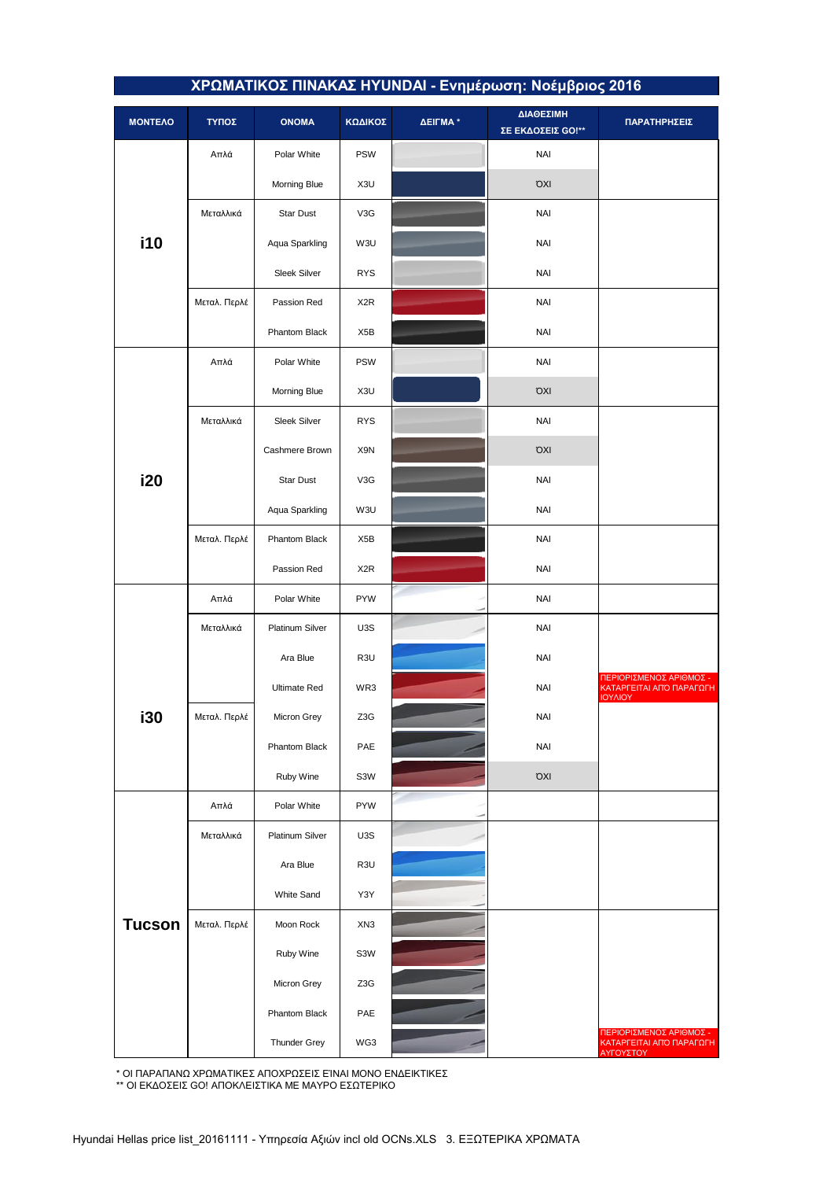# ΧΡΩΜΑΤΙΚΟΣ ΠΙΝΑΚΑΣ HYUNDAI - Ενημέρωση: Νοέμβριος 2016

| ΜΟΝΤΕΛΟ | ΤΥΠΟΣ | ΟΝΟΜΑ | ΚΩΔΙΚΟΣ | ΔΕΙΓΜΑ * | ΔΙΑΘΕΣΙΜΗ ΣΕ ΕΚΔΟΣΕΙΣ GO!** | ΠΑΡΑΤΗΡΗΣΕΙΣ |
|---|---|---|---|---|---|---|
| i10 | Απλά | Polar White | PSW | | ΝΑΙ | |
| | | Morning Blue | X3U | | ΌΧΙ | |
| | Μεταλλικά | Star Dust | V3G | | ΝΑΙ | |
| | | Aqua Sparkling | W3U | | ΝΑΙ | |
| | | Sleek Silver | RYS | | ΝΑΙ | |
| | Μεταλ. Περλέ | Passion Red | X2R | | ΝΑΙ | |
| | | Phantom Black | X5B | | ΝΑΙ | |
| i20 | Απλά | Polar White | PSW | | ΝΑΙ | |
| | | Morning Blue | X3U | | ΌΧΙ | |
| | Μεταλλικά | Sleek Silver | RYS | | ΝΑΙ | |
| | | Cashmere Brown | X9N | | ΌΧΙ | |
| | | Star Dust | V3G | | ΝΑΙ | |
| | | Aqua Sparkling | W3U | | ΝΑΙ | |
| | Μεταλ. Περλέ | Phantom Black | X5B | | ΝΑΙ | |
| | | Passion Red | X2R | | ΝΑΙ | |
| i30 | Απλά | Polar White | PYW | | ΝΑΙ | |
| | Μεταλλικά | Platinum Silver | U3S | | ΝΑΙ | |
| | | Ara Blue | R3U | | ΝΑΙ | |
| | | Ultimate Red | WR3 | | ΝΑΙ | ΠΕΡΙΟΡΙΣΜΕΝΟΣ ΑΡΙΘΜΟΣ - ΚΑΤΑΡΓΕΙΤΑΙ ΑΠΟ ΠΑΡΑΓΩΓΗ ΙΟΥΛΙΟΥ |
| | Μεταλ. Περλέ | Micron Grey | Z3G | | ΝΑΙ | |
| | | Phantom Black | PAE | | ΝΑΙ | |
| | | Ruby Wine | S3W | | ΌΧΙ | |
| Tucson | Απλά | Polar White | PYW | | | |
| | Μεταλλικά | Platinum Silver | U3S | | | |
| | | Ara Blue | R3U | | | |
| | | White Sand | Y3Y | | | |
| | Μεταλ. Περλέ | Moon Rock | XN3 | | | |
| | | Ruby Wine | S3W | | | |
| | | Micron Grey | Z3G | | | |
| | | Phantom Black | PAE | | | |
| | | Thunder Grey | WG3 | | | ΠΕΡΙΟΡΙΣΜΕΝΟΣ ΑΡΙΘΜΟΣ - ΚΑΤΑΡΓΕΙΤΑΙ ΑΠΟ ΠΑΡΑΓΩΓΗ ΑΥΓΟΥΣΤΟΥ |

* ΟΙ ΠΑΡΑΠΑΝΩ ΧΡΩΜΑΤΙΚΕΣ ΑΠΟΧΡΩΣΕΙΣ ΕΙΝΑΙ ΜΟΝΟ ΕΝΔΕΙΚΤΙΚΕΣ
** ΟΙ ΕΚΔΟΣΕΙΣ GO! ΑΠΟΚΛΕΙΣΤΙΚΑ ΜΕ ΜΑΥΡΟ ΕΣΩΤΕΡΙΚΟ